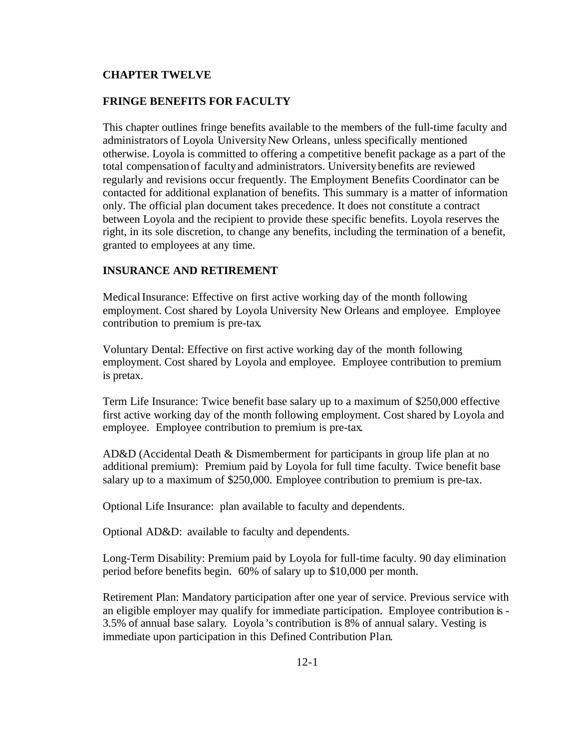# CHAPTER TWELVE

## FRINGE BENEFITS FOR FACULTY

This chapter outlines fringe benefits available to the members of the full-time faculty and administrators of Loyola University New Orleans, unless specifically mentioned otherwise. Loyola is committed to offering a competitive benefit package as a part of the total compensation of faculty and administrators. University benefits are reviewed regularly and revisions occur frequently. The Employment Benefits Coordinator can be contacted for additional explanation of benefits. This summary is a matter of information only. The official plan document takes precedence. It does not constitute a contract between Loyola and the recipient to provide these specific benefits. Loyola reserves the right, in its sole discretion, to change any benefits, including the termination of a benefit, granted to employees at any time.

## INSURANCE AND RETIREMENT

Medical Insurance: Effective on first active working day of the month following employment. Cost shared by Loyola University New Orleans and employee. Employee contribution to premium is pre-tax.

Voluntary Dental: Effective on first active working day of the month following employment. Cost shared by Loyola and employee. Employee contribution to premium is pretax.

Term Life Insurance: Twice benefit base salary up to a maximum of $250,000 effective first active working day of the month following employment. Cost shared by Loyola and employee. Employee contribution to premium is pre-tax.

AD&D (Accidental Death & Dismemberment for participants in group life plan at no additional premium): Premium paid by Loyola for full time faculty. Twice benefit base salary up to a maximum of $250,000. Employee contribution to premium is pre-tax.

Optional Life Insurance: plan available to faculty and dependents.

Optional AD&D: available to faculty and dependents.

Long-Term Disability: Premium paid by Loyola for full-time faculty. 90 day elimination period before benefits begin. 60% of salary up to $10,000 per month.

Retirement Plan: Mandatory participation after one year of service. Previous service with an eligible employer may qualify for immediate participation. Employee contribution is - 3.5% of annual base salary. Loyola's contribution is 8% of annual salary. Vesting is immediate upon participation in this Defined Contribution Plan.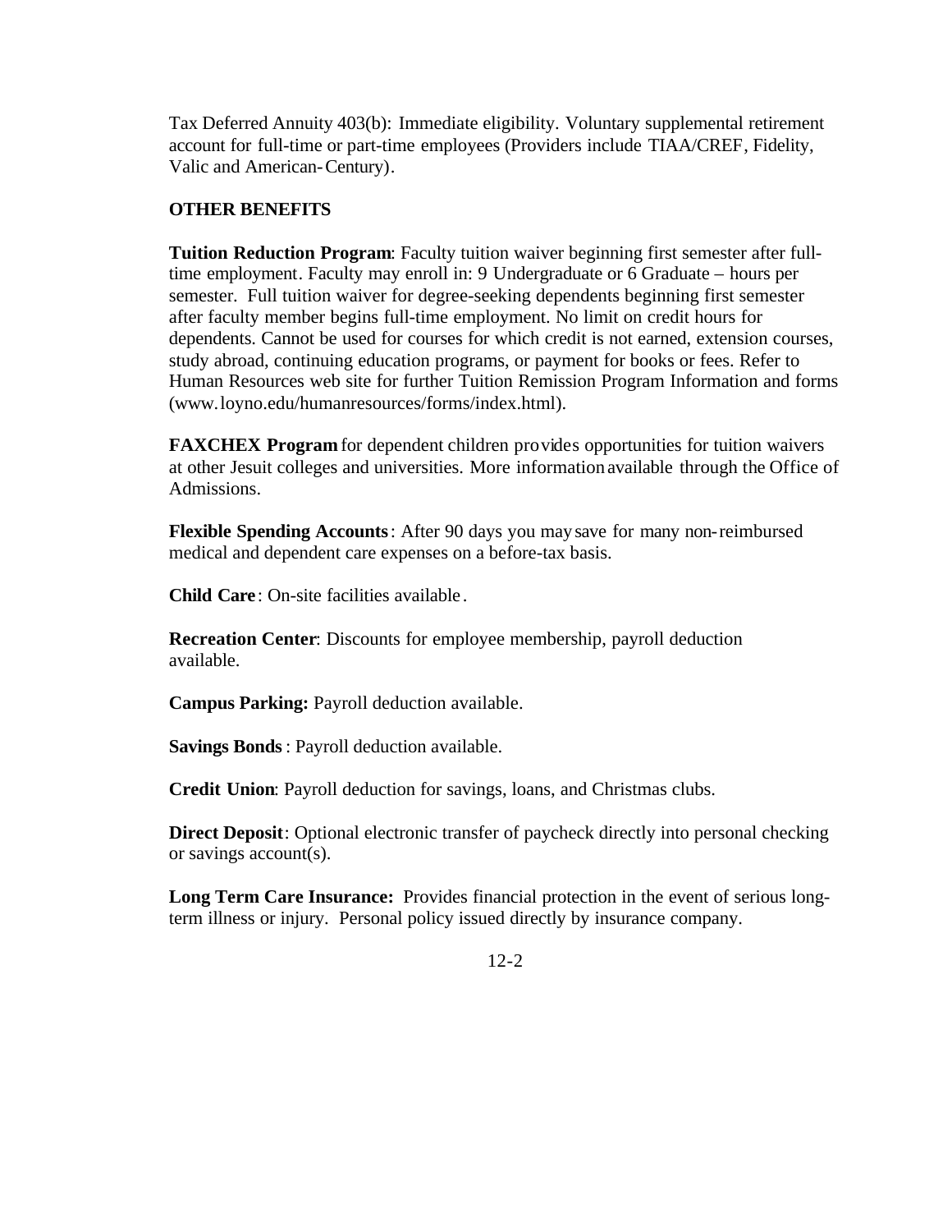Tax Deferred Annuity 403(b): Immediate eligibility. Voluntary supplemental retirement account for full-time or part-time employees (Providers include TIAA/CREF, Fidelity, Valic and American-Century).

**OTHER BENEFITS**

**Tuition Reduction Program**: Faculty tuition waiver beginning first semester after full-time employment. Faculty may enroll in: 9 Undergraduate or 6 Graduate – hours per semester. Full tuition waiver for degree-seeking dependents beginning first semester after faculty member begins full-time employment. No limit on credit hours for dependents. Cannot be used for courses for which credit is not earned, extension courses, study abroad, continuing education programs, or payment for books or fees. Refer to Human Resources web site for further Tuition Remission Program Information and forms (www.loyno.edu/humanresources/forms/index.html).

**FAXCHEX Program** for dependent children provides opportunities for tuition waivers at other Jesuit colleges and universities. More information available through the Office of Admissions.

**Flexible Spending Accounts**: After 90 days you may save for many non-reimbursed medical and dependent care expenses on a before-tax basis.

**Child Care**: On-site facilities available.

**Recreation Center**: Discounts for employee membership, payroll deduction available.

**Campus Parking:** Payroll deduction available.

**Savings Bonds**: Payroll deduction available.

**Credit Union**: Payroll deduction for savings, loans, and Christmas clubs.

**Direct Deposit**: Optional electronic transfer of paycheck directly into personal checking or savings account(s).

**Long Term Care Insurance:** Provides financial protection in the event of serious long-term illness or injury. Personal policy issued directly by insurance company.